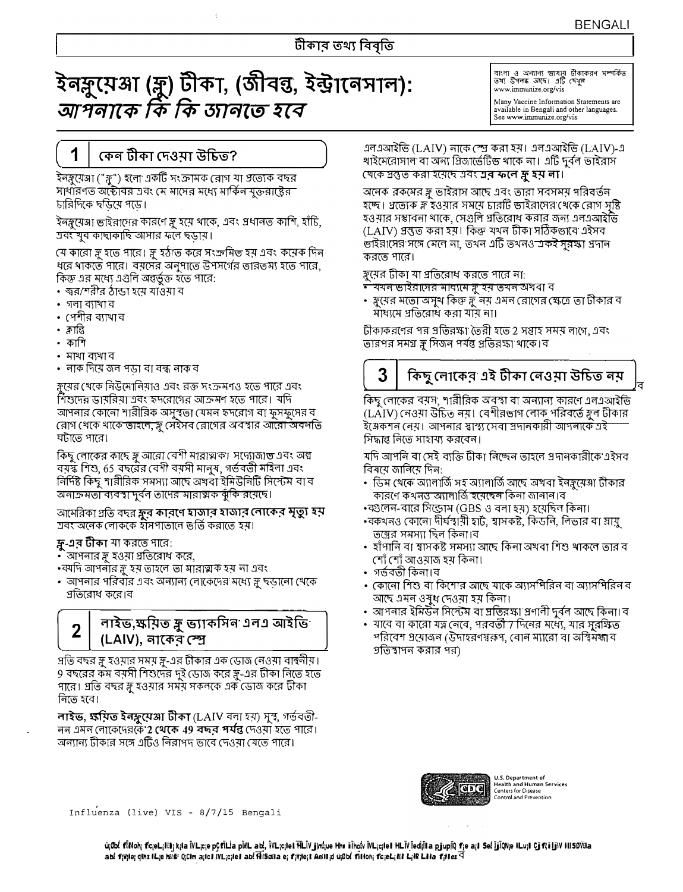# টীকার তথ্য বিবৃতি

# ইনফ্লুয়েঞ্জা (ফ্লু) টীকা, (জীবন্ত, ইন্ট্রানেসাল): *আপনাকে কি কি জানতে হবে*

বাংলা ও অন্যান্য ভাষায় টীকাকরণ সম্পর্কিত তথ্য উপলব্ধ আছে। এটি দেখুন www.immunize.org/vis

Many Vaccine Information Statements are available in Bengali and other languages. See www.immunize.org/vis

## 1 কেন টীকা দেওয়া উচিত?

ইনফ্লুয়েঞ্জা ("ফ্লু") হলো একটি সংক্রামক রোগ যা প্রত্যেক বছর সাধারণত অক্টোবর এবং মে মাসের মধ্যে মার্কিন যুক্তরাষ্ট্রের চারিদিকে ছড়িয়ে পড়ে।

ইনফ্লুয়েঞ্জা ভাইরাসের কারণে ফ্লু হয়ে থাকে, এবং প্রধানত কাশি, হাঁচি, এবং খুব কাছাকাছি আসার ফলে ছড়ায়।

যে কারো ফ্লু হতে পারে। ফ্লু হঠাত করে সংক্রমিত হয় এবং কয়েক দিন ধরে থাকতে পারে। বয়সের অনুপাতে উপসর্গের তারতম্য হতে পারে, কিন্তু এর মধ্যে এগুলি অন্তর্ভুক্ত হতে পারে:

- জ্বর/শরীর ঠান্ডা হয়ে যাওয়া
- গলা ব্যাথা
- পেশীর ব্যাথা
- ক্লান্তি
- কাশি
- মাথা ব্যাথা
- নাক দিয়ে জল পড়া বা বন্ধ নাক

ফ্লুয়ের থেকে নিউমোনিয়াও এবং রক্ত সংক্রমণও হতে পারে এবং শিশুদের ডায়রিয়া এবং হৃদরোগের আক্রমণ হতে পারে। যদি আপনার কোনো শারীরিক অসুস্থতা যেমন হৃদরোগ বা ফুসফুসের রোগ থেকে থাকে তাহলে, ফ্লু সেইসব রোগের অবস্থার আরো অবনতি ঘটাতে পারে।

কিছু লোকের কাছে ফ্লু আরো বেশী মারাত্মক। সদ্যোজাত এবং অল্প বয়স্ক শিশু, 65 বছরের বেশী বয়সী মানুষ, গর্ভবতী মহিলা এবং নির্দিষ্ট কিছু শারীরিক সমস্যা আছে অথবা ইমিউনিটি সিস্টেম বা অনাক্রম্যতা ব্যবস্থা দুর্বল তাদের মারাত্মক ঝুঁকি রয়েছে।

আমেরিকা প্রতি বছর **ফ্লুর কারণে হাজার হাজার লোকের মৃত্যু হয়** এবং অনেক লোককে হাসপাতালে ভর্তি করাতে হয়।

**ফ্লু-এর টীকা** যা করতে পারে:

- আপনার ফ্লু হওয়া প্রতিরোধ করে,
- যদি আপনার ফ্লু হয় তাহলে তা মারাত্মক হয় না এবং
- আপনার পরিবার এবং অন্যান্য লোকেদের মধ্যে ফ্লু ছড়ানো থেকে প্রতিরোধ করে।

## 2 লাইভ,ক্ষয়িত ফ্লু ভ্যাকসিন এলএ আইভি (LAIV), নাকের স্প্রে

প্রতি বছর ফ্লু হওয়ার সময় ফ্লু-এর টীকার এক ডোজ নেওয়া বাঞ্চনীয়। 9 বছরের কম বয়সী শিশুদের দুই ডোজ করে ফ্লু-এর টীকা নিতে হতে পারে। প্রতি বছর ফ্লু হওয়ার সময় সকনকে এক ডোজ করে টীকা নিতে হবে।

**লাইভ, ক্ষয়িত ইনফ্লুয়েঞ্জা টীকা** (LAIV বলা হয়) সুস্থ, গর্ভবতী-নন এমন লোকেদেরকে **2 থেকে 49 বছর পর্যন্ত** দেওয়া হতে পারে। অন্যান্য টীকার সঙ্গে এটিও নিরাপদ ভাবে দেওয়া যেতে পারে।

এলএআইভি (LAIV) নাকে স্প্রে করা হয়। এলএআইভি (LAIV)-এ থাইমেরোসাল বা অন্য প্রিজার্ভেটিভ থাকে না। এটি দুর্বল ভাইরাস থেকে প্রস্তুত করা হয়েছে এবং **এর ফলে ফ্লু হয় না।**

অনেক রকমের ফ্লু ভাইরাস আছে এবং তারা সবসময় পরিবর্তন হচ্ছে। প্রত্যেক ফ্লু হওয়ার সময়ে চারটি ভাইরাসের থেকে রোগ সৃষ্টি হওয়ার সম্ভাবনা থাকে, সেগুলি প্রতিরোধ করার জন্য এলএআইভি (LAIV) প্রস্তুত করা হয়। কিন্তু যখন টীকা সঠিকভাবে এইসব ভাইরাসের সঙ্গে মেলে না, তখন এটি তখনও একইসুরক্ষা প্রদান করতে পারে।

ফ্লুয়ের টীকা যা প্রতিরোধ করতে পারে না:

- যখন ভাইরাসের মাধ্যমে ফ্লু হয় তখন অথবা
- ফ্লুয়ের মতো অসুখ কিন্তু ফ্লু নয় এমন রোগের ক্ষেত্রে তা টীকার মাধ্যমে প্রতিরোধ করা যায় না।

টীকাকরণের পর প্রতিরক্ষা তৈরী হতে 2 সপ্তাহ সময় লাগে, এবং তারপর সমগ্র ফ্লু সিজন পর্যন্ত প্রতিরক্ষা থাকে।

## 3 কিছু লোকের এই টীকা নেওয়া উচিত নয়

কিছু লোকের বয়স, শারীরিক অবস্থা বা অন্যান্য কারণে এলএআইভি (LAIV) নেওয়া উচিত নয়। বেশীরভাগ লোক পরিবর্তে ফ্লু টীকার ইঞ্জেকশন নেয়। আপনার স্বাস্থ্য সেবা প্রদানকারী আপনাকে এই সিদ্ধান্ত নিতে সাহায্য করবেন।

যদি আপনি বা সেই ব্যক্তি টীকা নিচ্ছেন তাহলে প্রদানকারীকে এইসব বিষয়ে জানিয়ে দিন:

- ডিম থেকে অ্যালার্জি সহ অ্যালার্জি আছে অথবা ইনফ্লুয়েঞ্জা টীকার কারণে কখনও অ্যালার্জি হয়েছেন কিনা জানান।
- গুলেন-বারে সিন্ড্রোম (GBS ও বলা হয়) হয়েছিল কিনা।
- কখনও কোনো দীর্ঘস্থায়ী হার্ট, শ্বাসকষ্ট, কিডনি, লিভার বা স্নায়ু তন্ত্রের সমস্যা ছিল কিনা।
- হাঁপানি বা শ্বাসকষ্ট সমস্যা আছে কিনা অথবা শিশু থাকলে তার শোঁ শোঁ আওয়াজ হয় কিনা।
- গর্ভবতী কিনা।
- কোনো শিশু বা কিশোর আছে যাকে অ্যাসপিরিন বা অ্যাসপিরিন আছে এমন ওষুধ দেওয়া হয় কিনা।
- আপনার ইমিউন সিস্টেম বা প্রতিরক্ষা প্রণালী দুর্বল আছে কিনা।
- যাবে বা কারো যত্ন নেবে, পরবর্তী 7 দিনের মধ্যে, যার সুরক্ষিত পরিবেশ প্রয়োজন (উদাহরণস্বরূপ, বোন ম্যারো বা অস্থিমজ্জা প্রতিস্থাপন করার পর)

U.S. Department of Health and Human Services
Centers for Disease Control and Prevention

Influenza (live) VIS - 8/7/15 Bengali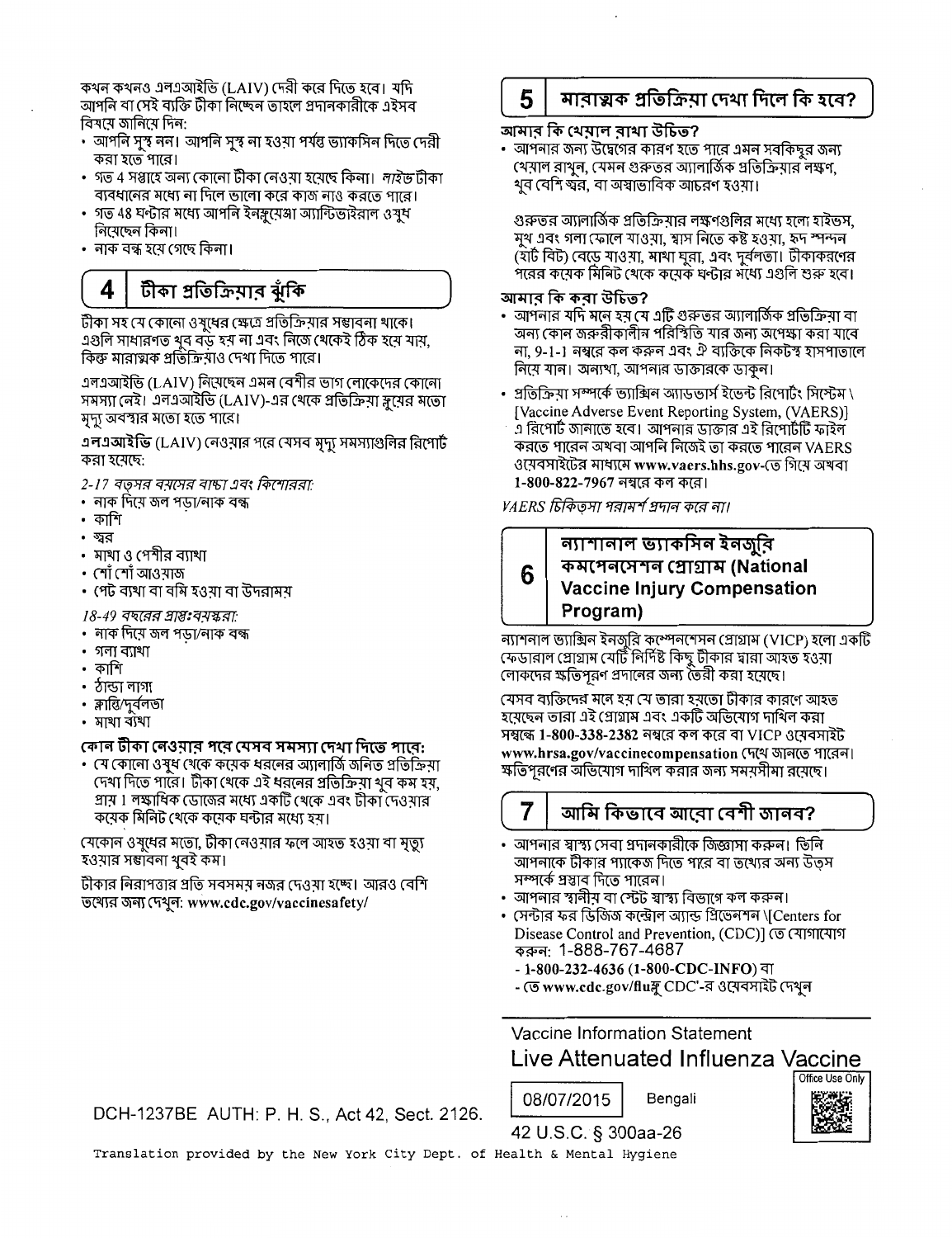কখন কখনও এলএআইভি (LAIV) দেরী করে দিতে হবে। যদি আপনি বা সেই ব্যক্তি টীকা নিচ্ছেন তাহলে প্রদানকারীকে এইসব বিষয়ে জানিয়ে দিন:

- আপনি সুস্থ নন। আপনি সুস্থ না হওয়া পর্যন্ত ভ্যাকসিন দিতে দেরী করা হতে পারে।
- গত 4 সপ্তাহে অন্য কোনো টীকা নেওয়া হয়েছে কিনা। *লাইভ* টীকা ব্যবধানের মধ্যে না দিলে ভালো করে কাজ নাও করতে পারে।
- গত 48 ঘন্টার মধ্যে আপনি ইনফ্লুয়েঞ্জা অ্যান্টিভাইরাল ওষুধ নিয়েছেন কিনা।
- নাক বন্ধ হয়ে গেছে কিনা।

## 4 টীকা প্রতিক্রিয়ার ঝুঁকি

টীকা সহ যে কোনো ওষুধের ক্ষেত্রে প্রতিক্রিয়ার সম্ভাবনা থাকে। এগুলি সাধারণত খুব বড় হয় না এবং নিজে থেকেই ঠিক হয়ে যায়, কিন্তু মারাত্মক প্রতিক্রিয়াও দেখা দিতে পারে।

এলএআইভি (LAIV) নিয়েছেন এমন বেশীর ভাগ লোকেদের কোনো সমস্যা নেই। এলএআইভি (LAIV)-এর থেকে প্রতিক্রিয়া ফ্লুয়ের মতো মৃদু অবস্থার মতো হতে পারে।

**এলএআইভি** (LAIV) নেওয়ার পরে যেসব মৃদু সমস্যাগুলির রিপোর্ট করা হয়েছে:

*2-17 বছর বয়সের বাচ্চা এবং কিশোররা:*

- নাক দিয়ে জল পড়া/নাক বন্ধ
- কাশি
- জ্বর
- মাথা ও পেশীর ব্যাথা
- শোঁ শোঁ আওয়াজ
- পেট ব্যথা বা বমি হওয়া বা উদরাময়

*18-49 বছরের প্রাপ্তঃবয়স্করা:*

- নাক দিয়ে জল পড়া/নাক বন্ধ
- গলা ব্যাথা
- কাশি
- ঠান্ডা লাগা
- ক্লান্তি/দুর্বলতা
- মাথা ব্যথা

**কোন টীকা নেওয়ার পরে যেসব সমস্যা দেখা দিতে পারে:**

- যে কোনো ওষুধ থেকে কয়েক ধরনের অ্যালার্জি জনিত প্রতিক্রিয়া দেখা দিতে পারে। টীকা থেকে এই ধরনের প্রতিক্রিয়া খুব কম হয়, প্রায় 1 লক্ষাধিক ডোজের মধ্যে একটি থেকে এবং টীকা দেওয়ার কয়েক মিনিট থেকে কয়েক ঘন্টার মধ্যে হয়।

যেকোন ওষুধের মতো, টীকা নেওয়ার ফলে আহত হওয়া বা মৃত্যু হওয়ার সম্ভাবনা খুবই কম।

টীকার নিরাপত্তার প্রতি সবসময় নজর দেওয়া হচ্ছে। আরও বেশি তথ্যের জন্য দেখুন: **www.cdc.gov/vaccinesafety/**

## 5 মারাত্মক প্রতিক্রিয়া দেখা দিলে কি হবে?

**আমার কি খেয়াল রাখা উচিত?**

- আপনার জন্য উদ্বেগের কারণ হতে পারে এমন সবকিছুর জন্য খেয়াল রাখুন, যেমন গুরুতর অ্যালার্জিক প্রতিক্রিয়ার লক্ষণ, খুব বেশি জ্বর, বা অস্বাভাবিক আচরণ হওয়া।

গুরুতর অ্যালার্জিক প্রতিক্রিয়ার লক্ষণগুলির মধ্যে হলো হাইভস, মুখ এবং গলা ফোলে যাওয়া, শ্বাস নিতে কষ্ট হওয়া, হৃদ স্পন্দন (হার্ট বিট) বেড়ে যাওয়া, মাথা ঘুরা, এবং দুর্বলতা। টীকাকরণের পরের কয়েক মিনিট থেকে কয়েক ঘন্টার মধ্যে এগুলি শুরু হবে।

**আমার কি করা উচিত?**

- আপনার যদি মনে হয় যে এটি গুরুতর অ্যালার্জিক প্রতিক্রিয়া বা অন্য কোন জরুরীকালীন পরিস্থিতি যার জন্য অপেক্ষা করা যাবে না, 9-1-1 নম্বরে কল করুন এবং ঐ ব্যক্তিকে নিকটস্থ হাসপাতালে নিয়ে যান। অন্যথা, আপনার ডাক্তারকে ডাকুন।
- প্রতিক্রিয়া সম্পর্কে ভ্যাক্সিন অ্যাডভার্স ইভেন্ট রিপোর্টিং সিস্টেম \[Vaccine Adverse Event Reporting System, (VAERS)] এ রিপোর্ট জানাতে হবে। আপনার ডাক্তার এই রিপোর্টটি ফাইল করতে পারেন অথবা আপনি নিজেই তা করতে পারেন VAERS ওয়েবসাইটের মাধ্যমে **www.vaers.hhs.gov**-তে গিয়ে অথবা **1-800-822-7967** নম্বরে কল করে।

*VAERS চিকিত্সা পরামর্শ প্রদান করে না।*

## 6 ন্যাশানাল ভ্যাকসিন ইনজুরি কমপেনসেশন প্রোগ্রাম (National Vaccine Injury Compensation Program)

ন্যাশনাল ভ্যাক্সিন ইনজুরি কম্পেনশেসন প্রোগ্রাম (VICP) হলো একটি ফেডারাল প্রোগ্রাম যেটি নির্দিষ্ট কিছু টীকার দ্বারা আহত হওয়া লোকেদের ক্ষতিপূরণ প্রদানের জন্য তৈরী করা হয়েছে।

যেসব ব্যক্তিদের মনে হয় যে তারা হয়তো টীকার কারণে আহত হয়েছেন তারা এই প্রোগ্রাম এবং একটি অভিযোগ দাখিল করা সম্বন্ধে **1-800-338-2382** নম্বরে কল করে বা VICP ওয়েবসাইট **www.hrsa.gov/vaccinecompensation** দেখে জানতে পারেন। ক্ষতিপূরণের অভিযোগ দাখিল করার জন্য সময়সীমা রয়েছে।

## 7 আমি কিভাবে আরো বেশী জানব?

- আপনার স্বাস্থ্য সেবা প্রদানকারীকে জিজ্ঞাসা করুন। তিনি আপনাকে টীকার প্যাকেজ দিতে পারে বা তথ্যের অন্য উত্স সম্পর্কে প্রস্তাব দিতে পারেন।
- আপনার স্থানীয় বা স্টেট স্বাস্থ্য বিভাগে কল করুন।
- সেন্টার ফর ডিজিজ কন্ট্রোল অ্যান্ড প্রিভেনশন \[Centers for Disease Control and Prevention, (CDC)] তে যোগাযোগ করুন: 1-888-767-4687
  - **1-800-232-4636 (1-800-CDC-INFO)** বা
  - তে **www.cdc.gov/flu** CDC'-র ওয়েবসাইট দেখুন

Vaccine Information Statement

**Live Attenuated Influenza Vaccine**

08/07/2015 Bengali

42 U.S.C. § 300aa-26

Office Use Only

DCH-1237BE AUTH: P. H. S., Act 42, Sect. 2126.

Translation provided by the New York City Dept. of Health & Mental Hygiene